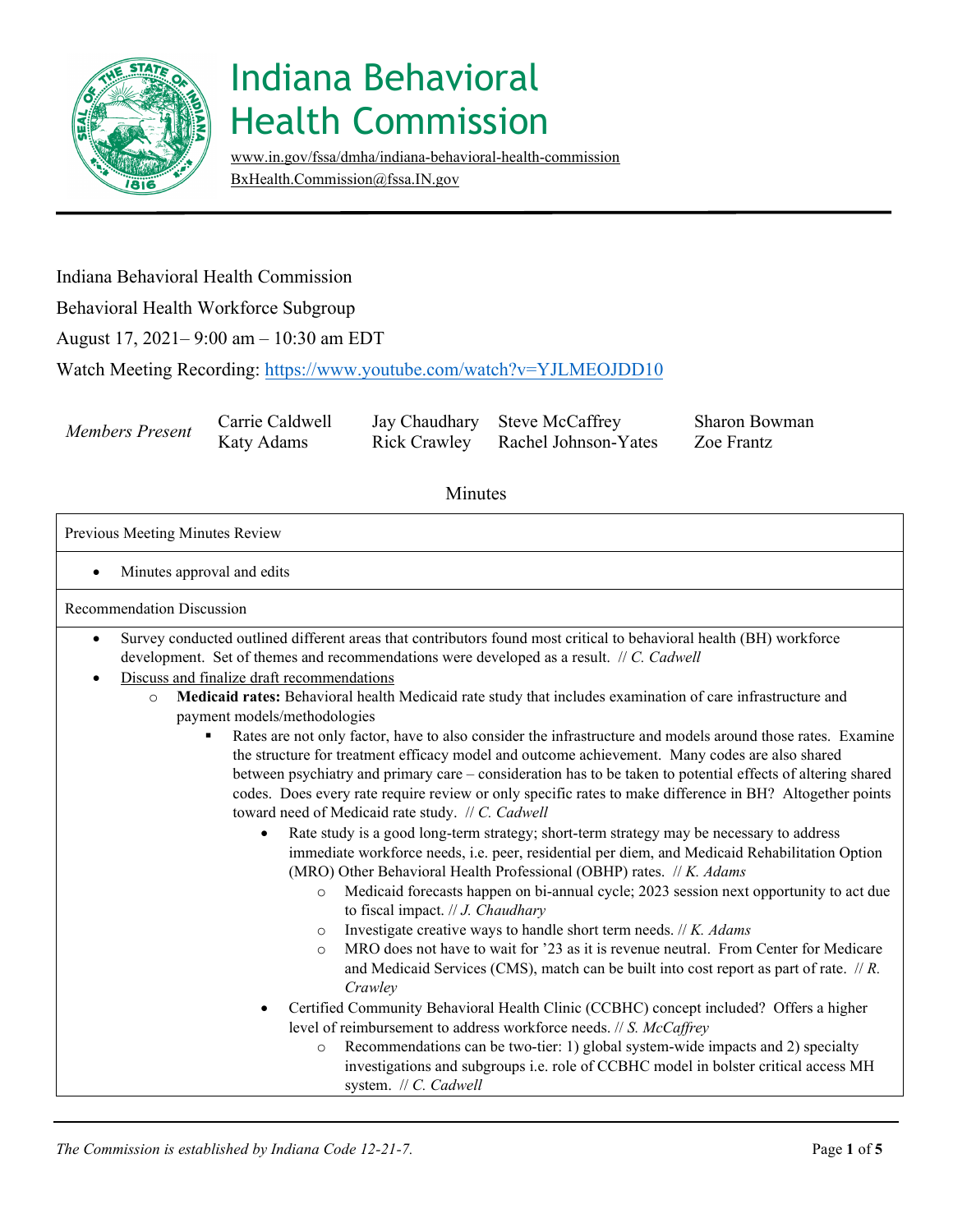# Indiana Behavioral Health Commission

www.in.gov/fssa/dmha/indiana-behavioral-health-commission
BxHealth.Commission@fssa.IN.gov

Indiana Behavioral Health Commission

Behavioral Health Workforce Subgroup

August 17, 2021– 9:00 am – 10:30 am EDT

Watch Meeting Recording: https://www.youtube.com/watch?v=YJLMEOJDD10

| *Members Present* | Carrie Caldwell | Jay Chaudhary | Steve McCaffrey | Sharon Bowman |
|---|---|---|---|---|
| | Katy Adams | Rick Crawley | Rachel Johnson-Yates | Zoe Frantz |

## Minutes

Previous Meeting Minutes Review

- Minutes approval and edits

Recommendation Discussion

- Survey conducted outlined different areas that contributors found most critical to behavioral health (BH) workforce development. Set of themes and recommendations were developed as a result. // *C. Cadwell*
- Discuss and finalize draft recommendations
  - **Medicaid rates:** Behavioral health Medicaid rate study that includes examination of care infrastructure and payment models/methodologies
    - Rates are not only factor, have to also consider the infrastructure and models around those rates. Examine the structure for treatment efficacy model and outcome achievement. Many codes are also shared between psychiatry and primary care – consideration has to be taken to potential effects of altering shared codes. Does every rate require review or only specific rates to make difference in BH? Altogether points toward need of Medicaid rate study. // *C. Cadwell*
      - Rate study is a good long-term strategy; short-term strategy may be necessary to address immediate workforce needs, i.e. peer, residential per diem, and Medicaid Rehabilitation Option (MRO) Other Behavioral Health Professional (OBHP) rates. // *K. Adams*
        - Medicaid forecasts happen on bi-annual cycle; 2023 session next opportunity to act due to fiscal impact. // *J. Chaudhary*
        - Investigate creative ways to handle short term needs. // *K. Adams*
        - MRO does not have to wait for '23 as it is revenue neutral. From Center for Medicare and Medicaid Services (CMS), match can be built into cost report as part of rate. // *R. Crawley*
      - Certified Community Behavioral Health Clinic (CCBHC) concept included? Offers a higher level of reimbursement to address workforce needs. // *S. McCaffrey*
        - Recommendations can be two-tier: 1) global system-wide impacts and 2) specialty investigations and subgroups i.e. role of CCBHC model in bolster critical access MH system. // *C. Cadwell*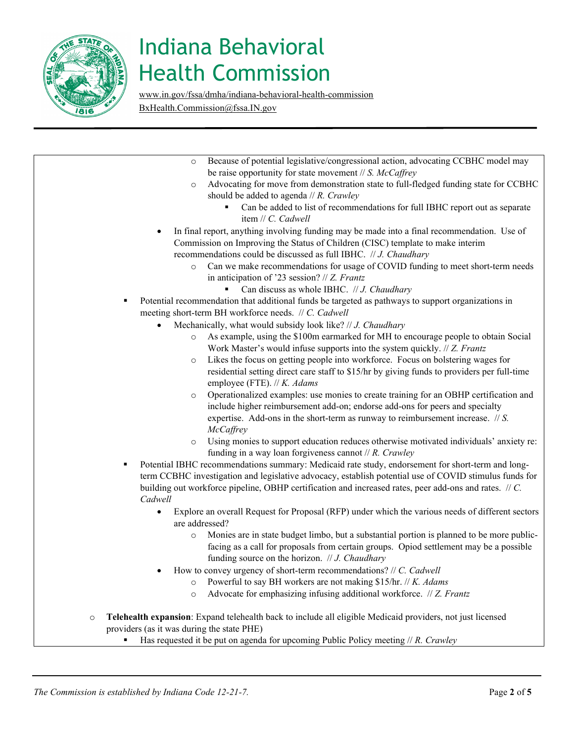# Indiana Behavioral Health Commission

www.in.gov/fssa/dmha/indiana-behavioral-health-commission
BxHealth.Commission@fssa.IN.gov

- Because of potential legislative/congressional action, advocating CCBHC model may be raise opportunity for state movement // *S. McCaffrey*
- Advocating for move from demonstration state to full-fledged funding state for CCBHC should be added to agenda // *R. Crawley*
  - Can be added to list of recommendations for full IBHC report out as separate item // *C. Cadwell*
- In final report, anything involving funding may be made into a final recommendation. Use of Commission on Improving the Status of Children (CISC) template to make interim recommendations could be discussed as full IBHC. // *J. Chaudhary*
  - Can we make recommendations for usage of COVID funding to meet short-term needs in anticipation of '23 session? // *Z. Frantz*
    - Can discuss as whole IBHC. // *J. Chaudhary*
- Potential recommendation that additional funds be targeted as pathways to support organizations in meeting short-term BH workforce needs. // *C. Cadwell*
  - Mechanically, what would subsidy look like? // *J. Chaudhary*
    - As example, using the $100m earmarked for MH to encourage people to obtain Social Work Master's would infuse supports into the system quickly. // *Z. Frantz*
    - Likes the focus on getting people into workforce. Focus on bolstering wages for residential setting direct care staff to $15/hr by giving funds to providers per full-time employee (FTE). // *K. Adams*
    - Operationalized examples: use monies to create training for an OBHP certification and include higher reimbursement add-on; endorse add-ons for peers and specialty expertise. Add-ons in the short-term as runway to reimbursement increase. // *S. McCaffrey*
    - Using monies to support education reduces otherwise motivated individuals' anxiety re: funding in a way loan forgiveness cannot // *R. Crawley*
- Potential IBHC recommendations summary: Medicaid rate study, endorsement for short-term and long-term CCBHC investigation and legislative advocacy, establish potential use of COVID stimulus funds for building out workforce pipeline, OBHP certification and increased rates, peer add-ons and rates. // *C. Cadwell*
  - Explore an overall Request for Proposal (RFP) under which the various needs of different sectors are addressed?
    - Monies are in state budget limbo, but a substantial portion is planned to be more public-facing as a call for proposals from certain groups. Opiod settlement may be a possible funding source on the horizon. // *J. Chaudhary*
  - How to convey urgency of short-term recommendations? // *C. Cadwell*
    - Powerful to say BH workers are not making $15/hr. // *K. Adams*
    - Advocate for emphasizing infusing additional workforce. // *Z. Frantz*

- **Telehealth expansion**: Expand telehealth back to include all eligible Medicaid providers, not just licensed providers (as it was during the state PHE)
  - Has requested it be put on agenda for upcoming Public Policy meeting // *R. Crawley*

*The Commission is established by Indiana Code 12-21-7.*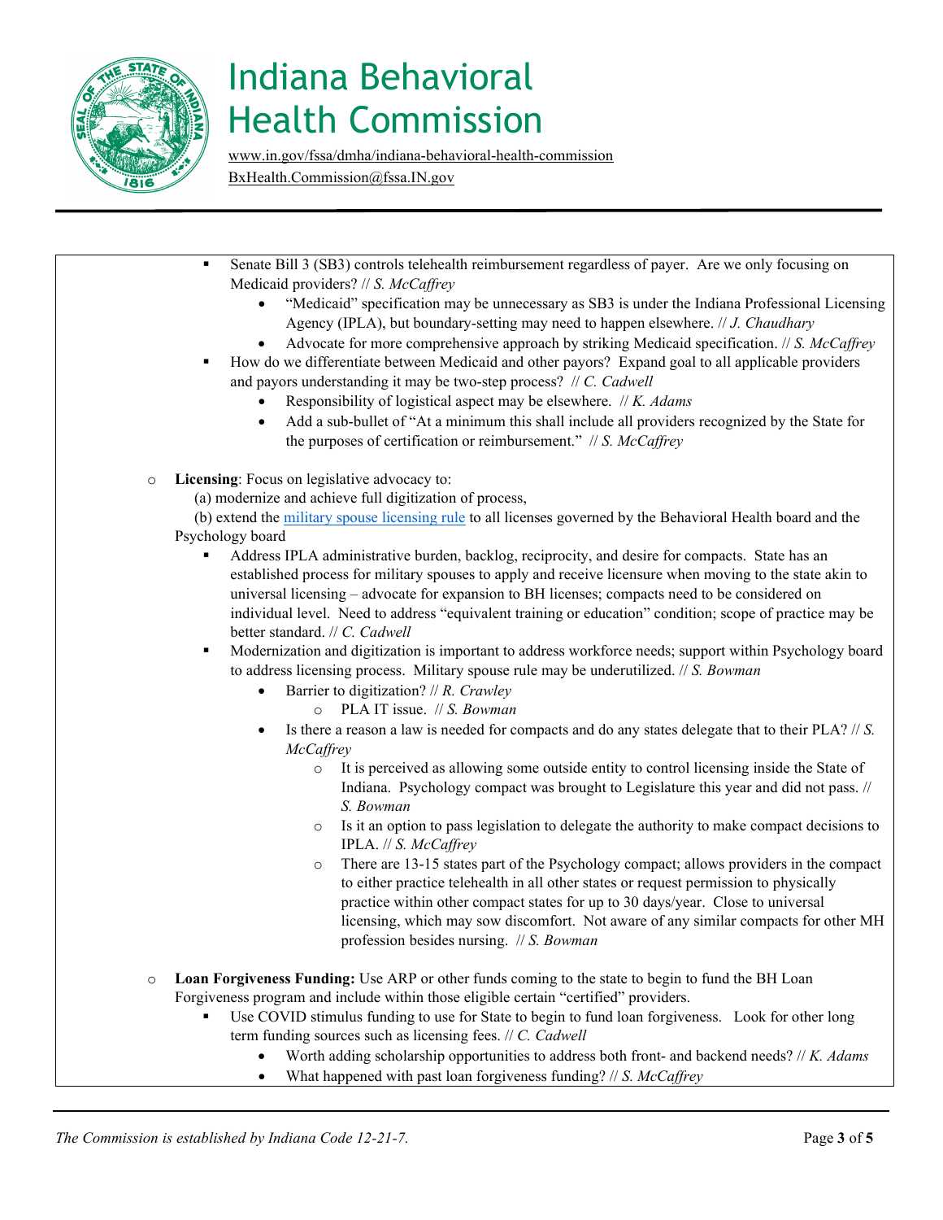# Indiana Behavioral Health Commission

www.in.gov/fssa/dmha/indiana-behavioral-health-commission
BxHealth.Commission@fssa.IN.gov

- Senate Bill 3 (SB3) controls telehealth reimbursement regardless of payer. Are we only focusing on Medicaid providers? // *S. McCaffrey*
  - "Medicaid" specification may be unnecessary as SB3 is under the Indiana Professional Licensing Agency (IPLA), but boundary-setting may need to happen elsewhere. // *J. Chaudhary*
  - Advocate for more comprehensive approach by striking Medicaid specification. // *S. McCaffrey*
- How do we differentiate between Medicaid and other payors? Expand goal to all applicable providers and payors understanding it may be two-step process? // *C. Cadwell*
  - Responsibility of logistical aspect may be elsewhere. // *K. Adams*
  - Add a sub-bullet of "At a minimum this shall include all providers recognized by the State for the purposes of certification or reimbursement." // *S. McCaffrey*

- **Licensing**: Focus on legislative advocacy to:
  (a) modernize and achieve full digitization of process,
  (b) extend the [military spouse licensing rule]() to all licenses governed by the Behavioral Health board and the Psychology board
  - Address IPLA administrative burden, backlog, reciprocity, and desire for compacts. State has an established process for military spouses to apply and receive licensure when moving to the state akin to universal licensing – advocate for expansion to BH licenses; compacts need to be considered on individual level. Need to address "equivalent training or education" condition; scope of practice may be better standard. // *C. Cadwell*
  - Modernization and digitization is important to address workforce needs; support within Psychology board to address licensing process. Military spouse rule may be underutilized. // *S. Bowman*
    - Barrier to digitization? // *R. Crawley*
      - PLA IT issue. // *S. Bowman*
    - Is there a reason a law is needed for compacts and do any states delegate that to their PLA? // *S. McCaffrey*
      - It is perceived as allowing some outside entity to control licensing inside the State of Indiana. Psychology compact was brought to Legislature this year and did not pass. // *S. Bowman*
      - Is it an option to pass legislation to delegate the authority to make compact decisions to IPLA. // *S. McCaffrey*
      - There are 13-15 states part of the Psychology compact; allows providers in the compact to either practice telehealth in all other states or request permission to physically practice within other compact states for up to 30 days/year. Close to universal licensing, which may sow discomfort. Not aware of any similar compacts for other MH profession besides nursing. // *S. Bowman*

- **Loan Forgiveness Funding:** Use ARP or other funds coming to the state to begin to fund the BH Loan Forgiveness program and include within those eligible certain "certified" providers.
  - Use COVID stimulus funding to use for State to begin to fund loan forgiveness. Look for other long term funding sources such as licensing fees. // *C. Cadwell*
    - Worth adding scholarship opportunities to address both front- and backend needs? // *K. Adams*
    - What happened with past loan forgiveness funding? // *S. McCaffrey*

*The Commission is established by Indiana Code 12-21-7.*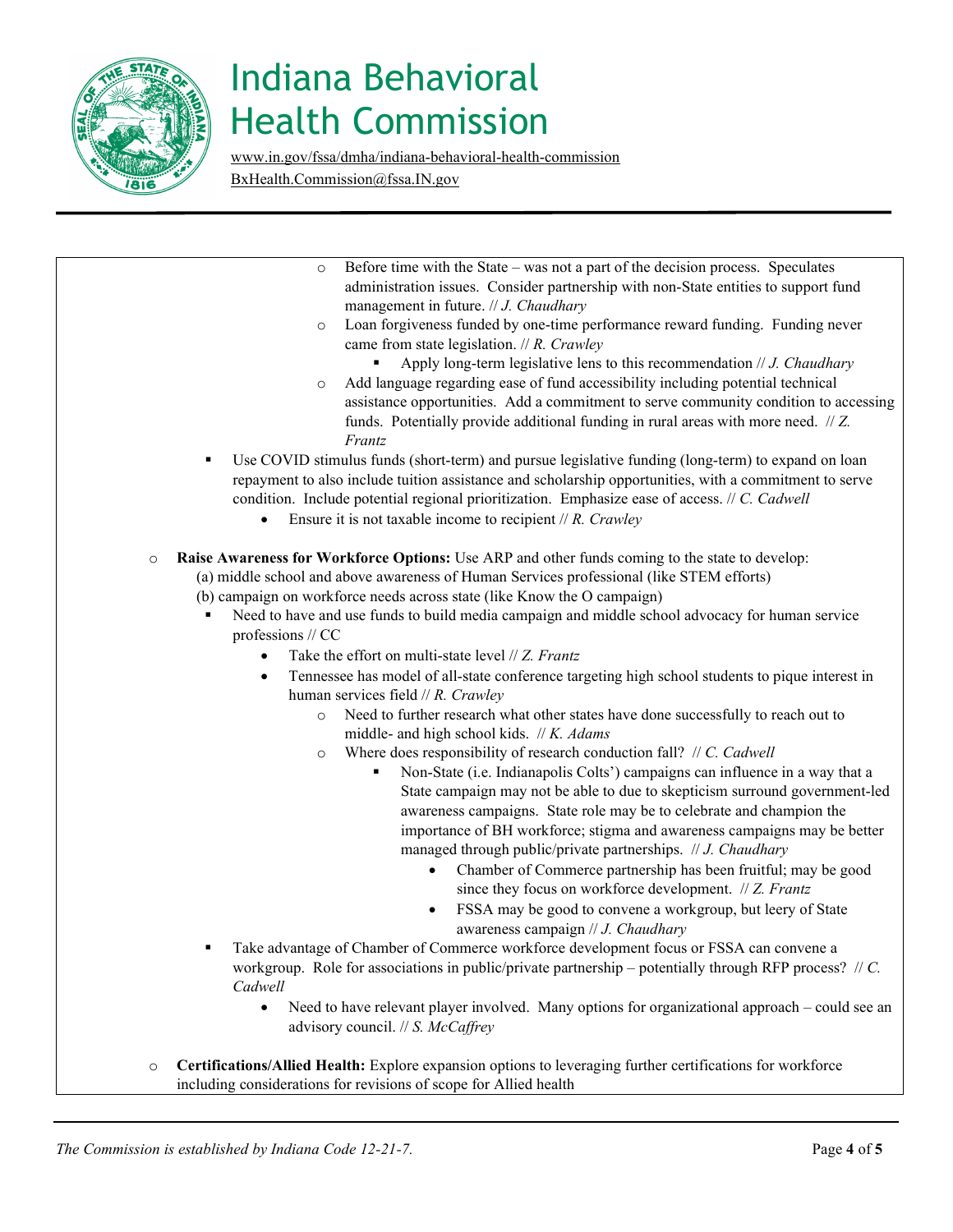- Before time with the State – was not a part of the decision process. Speculates administration issues. Consider partnership with non-State entities to support fund management in future. // *J. Chaudhary*
- Loan forgiveness funded by one-time performance reward funding. Funding never came from state legislation. // *R. Crawley*
  - Apply long-term legislative lens to this recommendation // *J. Chaudhary*
- Add language regarding ease of fund accessibility including potential technical assistance opportunities. Add a commitment to serve community condition to accessing funds. Potentially provide additional funding in rural areas with more need. // *Z. Frantz*

- Use COVID stimulus funds (short-term) and pursue legislative funding (long-term) to expand on loan repayment to also include tuition assistance and scholarship opportunities, with a commitment to serve condition. Include potential regional prioritization. Emphasize ease of access. // *C. Cadwell*
  - Ensure it is not taxable income to recipient // *R. Crawley*

- **Raise Awareness for Workforce Options:** Use ARP and other funds coming to the state to develop:
  (a) middle school and above awareness of Human Services professional (like STEM efforts)
  (b) campaign on workforce needs across state (like Know the O campaign)
  - Need to have and use funds to build media campaign and middle school advocacy for human service professions // CC
    - Take the effort on multi-state level // *Z. Frantz*
    - Tennessee has model of all-state conference targeting high school students to pique interest in human services field // *R. Crawley*
      - Need to further research what other states have done successfully to reach out to middle- and high school kids. // *K. Adams*
      - Where does responsibility of research conduction fall? // *C. Cadwell*
        - Non-State (i.e. Indianapolis Colts') campaigns can influence in a way that a State campaign may not be able to due to skepticism surround government-led awareness campaigns. State role may be to celebrate and champion the importance of BH workforce; stigma and awareness campaigns may be better managed through public/private partnerships. // *J. Chaudhary*
          - Chamber of Commerce partnership has been fruitful; may be good since they focus on workforce development. // *Z. Frantz*
          - FSSA may be good to convene a workgroup, but leery of State awareness campaign // *J. Chaudhary*
  - Take advantage of Chamber of Commerce workforce development focus or FSSA can convene a workgroup. Role for associations in public/private partnership – potentially through RFP process? // *C. Cadwell*
    - Need to have relevant player involved. Many options for organizational approach – could see an advisory council. // *S. McCaffrey*

- **Certifications/Allied Health:** Explore expansion options to leveraging further certifications for workforce including considerations for revisions of scope for Allied health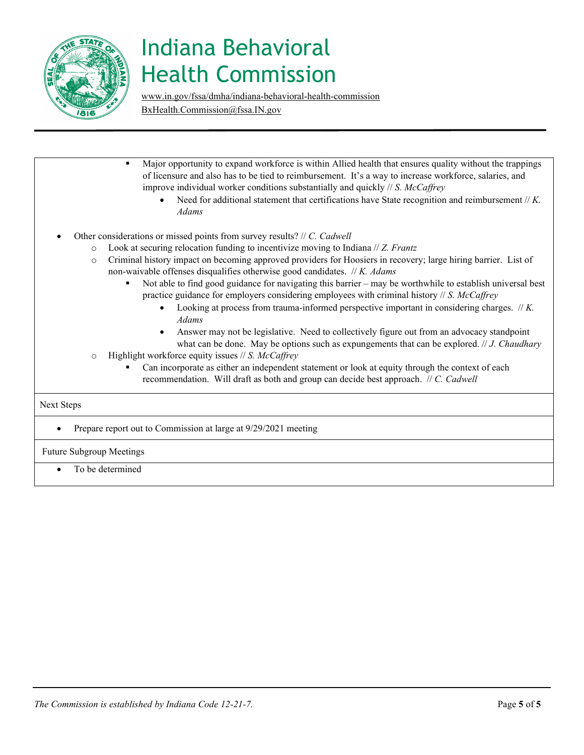# Indiana Behavioral Health Commission

www.in.gov/fssa/dmha/indiana-behavioral-health-commission
BxHealth.Commission@fssa.IN.gov

        - Major opportunity to expand workforce is within Allied health that ensures quality without the trappings of licensure and also has to be tied to reimbursement. It's a way to increase workforce, salaries, and improve individual worker conditions substantially and quickly // *S. McCaffrey*
            - Need for additional statement that certifications have State recognition and reimbursement // *K. Adams*

- Other considerations or missed points from survey results? // *C. Cadwell*
    - Look at securing relocation funding to incentivize moving to Indiana // *Z. Frantz*
    - Criminal history impact on becoming approved providers for Hoosiers in recovery; large hiring barrier. List of non-waivable offenses disqualifies otherwise good candidates. // *K. Adams*
        - Not able to find good guidance for navigating this barrier – may be worthwhile to establish universal best practice guidance for employers considering employees with criminal history // *S. McCaffrey*
            - Looking at process from trauma-informed perspective important in considering charges. // *K. Adams*
            - Answer may not be legislative. Need to collectively figure out from an advocacy standpoint what can be done. May be options such as expungements that can be explored. // *J. Chaudhary*
    - Highlight workforce equity issues // *S. McCaffrey*
        - Can incorporate as either an independent statement or look at equity through the context of each recommendation. Will draft as both and group can decide best approach. // *C. Cadwell*

Next Steps

- Prepare report out to Commission at large at 9/29/2021 meeting

Future Subgroup Meetings

- To be determined

*The Commission is established by Indiana Code 12-21-7.*